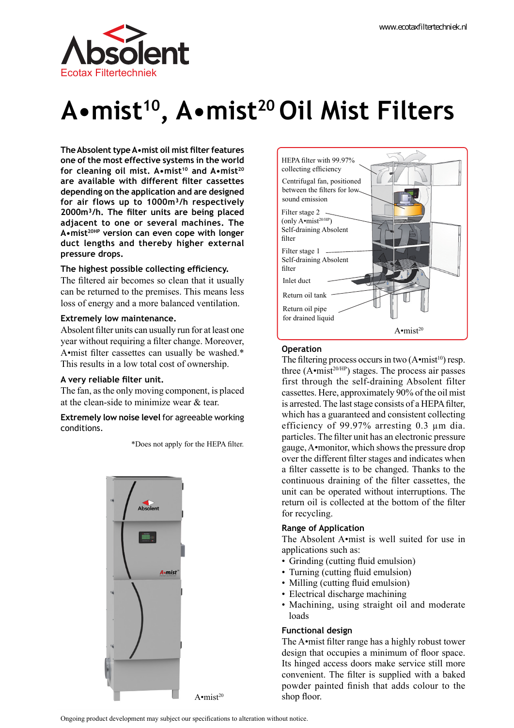Absolent

Ecotax Filtertechniek

www.ecotaxfiltertechniek.nl

# A•mist[10], A•mist[20] Oil Mist Filters

**The Absolent type A•mist oil mist filter features one of the most effective systems in the world for cleaning oil mist. A•mist[10] and A•mist[20] are available with different filter cassettes depending on the application and are designed for air flows up to 1000m³/h respectively 2000m³/h. The filter units are being placed adjacent to one or several machines. The A•mist[20HP] version can even cope with longer duct lengths and thereby higher external pressure drops.**

**The highest possible collecting efficiency.**
The filtered air becomes so clean that it usually can be returned to the premises. This means less loss of energy and a more balanced ventilation.

**Extremely low maintenance.**
Absolent filter units can usually run for at least one year without requiring a filter change. Moreover, A•mist filter cassettes can usually be washed.* This results in a low total cost of ownership.

**A very reliable filter unit.**
The fan, as the only moving component, is placed at the clean-side to minimize wear & tear.

**Extremely low noise level** for agreeable working conditions.

*Does not apply for the HEPA filter.

A•mist[20]

HEPA filter with 99.97% collecting efficiency

Centrifugal fan, positioned between the filters for low sound emission

Filter stage 2 (only A•mist[20/HP]) Self-draining Absolent filter

Filter stage 1 Self-draining Absolent filter

Inlet duct

Return oil tank

Return oil pipe for drained liquid

A•mist[20]

### Operation

The filtering process occurs in two (A•mist[10]) resp. three (A•mist[20/HP]) stages. The process air passes first through the self-draining Absolent filter cassettes. Here, approximately 90% of the oil mist is arrested. The last stage consists of a HEPA filter, which has a guaranteed and consistent collecting efficiency of 99.97% arresting 0.3 µm dia. particles. The filter unit has an electronic pressure gauge, A•monitor, which shows the pressure drop over the different filter stages and indicates when a filter cassette is to be changed. Thanks to the continuous draining of the filter cassettes, the unit can be operated without interruptions. The return oil is collected at the bottom of the filter for recycling.

### Range of Application

The Absolent A•mist is well suited for use in applications such as:

- Grinding (cutting fluid emulsion)
- Turning (cutting fluid emulsion)
- Milling (cutting fluid emulsion)
- Electrical discharge machining
- Machining, using straight oil and moderate loads

### Functional design

The A•mist filter range has a highly robust tower design that occupies a minimum of floor space. Its hinged access doors make service still more convenient. The filter is supplied with a baked powder painted finish that adds colour to the shop floor.

Ongoing product development may subject our specifications to alteration without notice.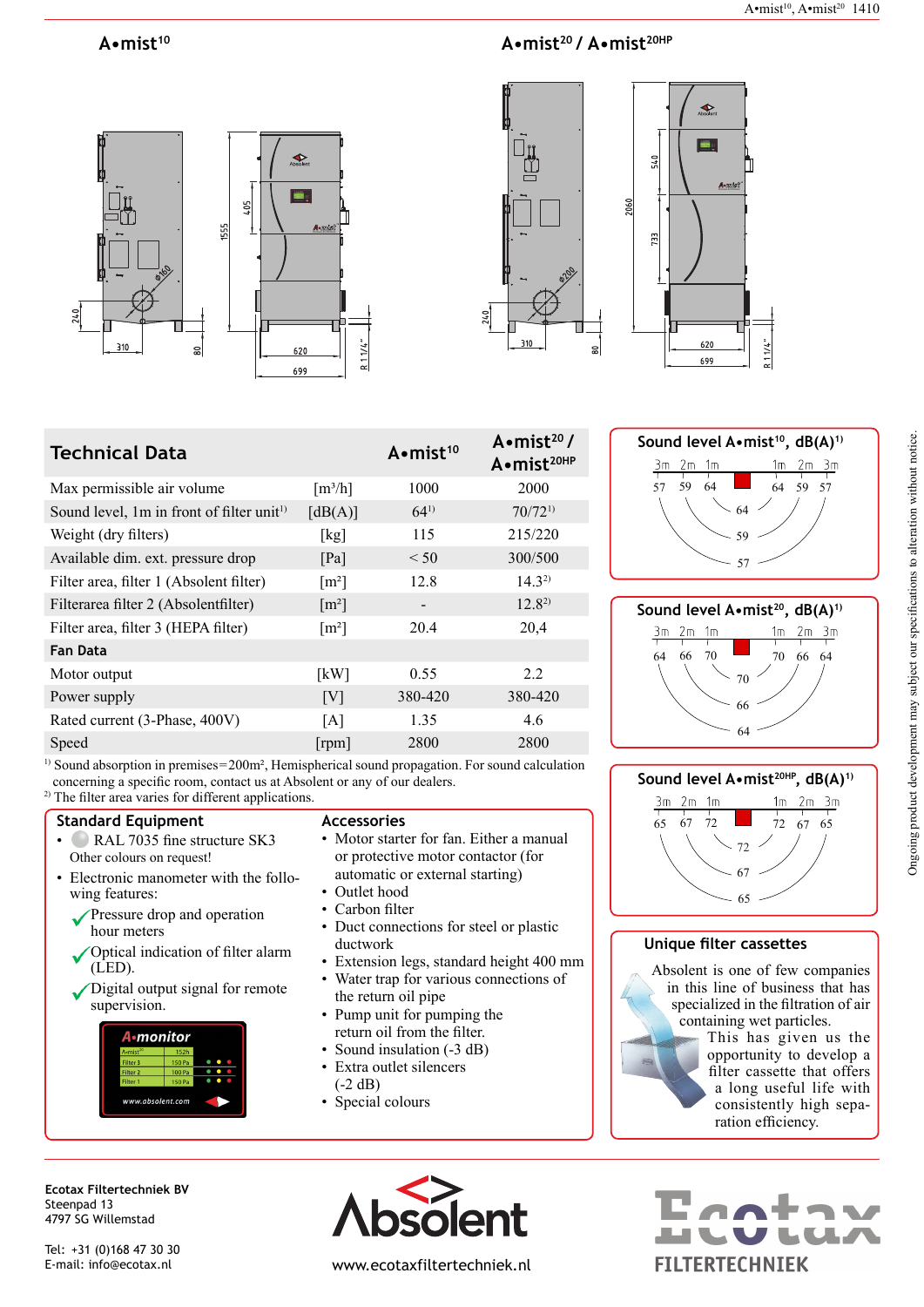## A•mist[10]

## A•mist[20] / A•mist[20HP]

240
310
80
ø160
1555
405
620
699
R 1 1/4"

240
310
80
ø200
2060
540
733
620
699
R 1 1/4"

## Technical Data

| Technical Data | | A•mist[10] | A•mist[20] / A•mist[20HP] |
|---|---|---|---|
| Max permissible air volume | [m³/h] | 1000 | 2000 |
| Sound level, 1m in front of filter unit[1)] | [dB(A)] | 64[1)] | 70/72[1)] |
| Weight (dry filters) | [kg] | 115 | 215/220 |
| Available dim. ext. pressure drop | [Pa] | < 50 | 300/500 |
| Filter area, filter 1 (Absolent filter) | [m²] | 12.8 | 14.3[2)] |
| Filterarea filter 2 (Absolentfilter) | [m²] | - | 12.8[2)] |
| Filter area, filter 3 (HEPA filter) | [m²] | 20.4 | 20,4 |
| **Fan Data** | | | |
| Motor output | [kW] | 0.55 | 2.2 |
| Power supply | [V] | 380-420 | 380-420 |
| Rated current (3-Phase, 400V) | [A] | 1.35 | 4.6 |
| Speed | [rpm] | 2800 | 2800 |

[1)] Sound absorption in premises=200m², Hemispherical sound propagation. For sound calculation concerning a specific room, contact us at Absolent or any of our dealers.
[2)] The filter area varies for different applications.

### Sound level A•mist[10], dB(A)[1)]

3m 2m 1m 1m 2m 3m
57 59 64 64 59 57
64
59
57

### Sound level A•mist[20], dB(A)[1)]

3m 2m 1m 1m 2m 3m
64 66 70 70 66 64
70
66
64

### Sound level A•mist[20HP], dB(A)[1)]

3m 2m 1m 1m 2m 3m
65 67 72 72 67 65
72
67
65

### Standard Equipment

- RAL 7035 fine structure SK3
  Other colours on request!
- Electronic manometer with the following features:
  - ✓ Pressure drop and operation hour meters
  - ✓ Optical indication of filter alarm (LED).
  - ✓ Digital output signal for remote supervision.

A•monitor
A-mist 152h
Filter 3 150 Pa
Filter 2 100 Pa
Filter 1 150 Pa
www.absolent.com

### Accessories

- Motor starter for fan. Either a manual or protective motor contactor (for automatic or external starting)
- Outlet hood
- Carbon filter
- Duct connections for steel or plastic ductwork
- Extension legs, standard height 400 mm
- Water trap for various connections of the return oil pipe
- Pump unit for pumping the return oil from the filter.
- Sound insulation (-3 dB)
- Extra outlet silencers (-2 dB)
- Special colours

### Unique filter cassettes

Absolent is one of few companies in this line of business that has specialized in the filtration of air containing wet particles. This has given us the opportunity to develop a filter cassette that offers a long useful life with consistently high separation efficiency.

Ongoing product development may subject our specifications to alteration without notice.

**Ecotax Filtertechniek BV**
Steenpad 13
4797 SG Willemstad

Tel: +31 (0)168 47 30 30
E-mail: info@ecotax.nl

Absolent

www.ecotaxfiltertechniek.nl

Ecotax FILTERTECHNIEK